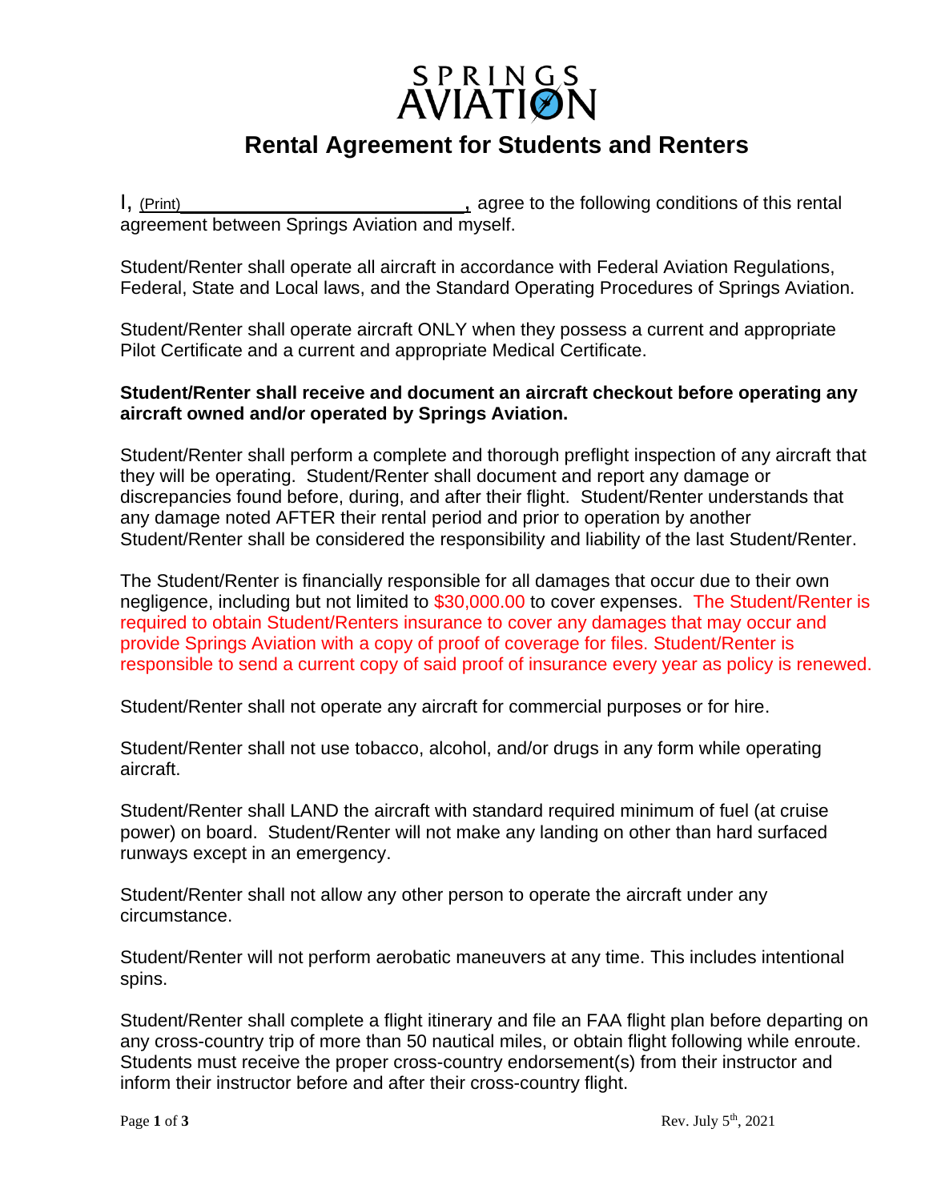SPRINGS AVIATION

# Rental Agreement for Students and Renters

I, (Print)\_\_\_\_\_\_\_\_\_\_\_\_\_\_\_\_\_\_\_\_\_\_\_\_\_\_\_\_\_\_, agree to the following conditions of this rental agreement between Springs Aviation and myself.

Student/Renter shall operate all aircraft in accordance with Federal Aviation Regulations, Federal, State and Local laws, and the Standard Operating Procedures of Springs Aviation.

Student/Renter shall operate aircraft ONLY when they possess a current and appropriate Pilot Certificate and a current and appropriate Medical Certificate.

**Student/Renter shall receive and document an aircraft checkout before operating any aircraft owned and/or operated by Springs Aviation.**

Student/Renter shall perform a complete and thorough preflight inspection of any aircraft that they will be operating. Student/Renter shall document and report any damage or discrepancies found before, during, and after their flight. Student/Renter understands that any damage noted AFTER their rental period and prior to operation by another Student/Renter shall be considered the responsibility and liability of the last Student/Renter.

The Student/Renter is financially responsible for all damages that occur due to their own negligence, including but not limited to $30,000.00 to cover expenses. The Student/Renter is required to obtain Student/Renters insurance to cover any damages that may occur and provide Springs Aviation with a copy of proof of coverage for files. Student/Renter is responsible to send a current copy of said proof of insurance every year as policy is renewed.

Student/Renter shall not operate any aircraft for commercial purposes or for hire.

Student/Renter shall not use tobacco, alcohol, and/or drugs in any form while operating aircraft.

Student/Renter shall LAND the aircraft with standard required minimum of fuel (at cruise power) on board. Student/Renter will not make any landing on other than hard surfaced runways except in an emergency.

Student/Renter shall not allow any other person to operate the aircraft under any circumstance.

Student/Renter will not perform aerobatic maneuvers at any time. This includes intentional spins.

Student/Renter shall complete a flight itinerary and file an FAA flight plan before departing on any cross-country trip of more than 50 nautical miles, or obtain flight following while enroute. Students must receive the proper cross-country endorsement(s) from their instructor and inform their instructor before and after their cross-country flight.

Rev. July 5th, 2021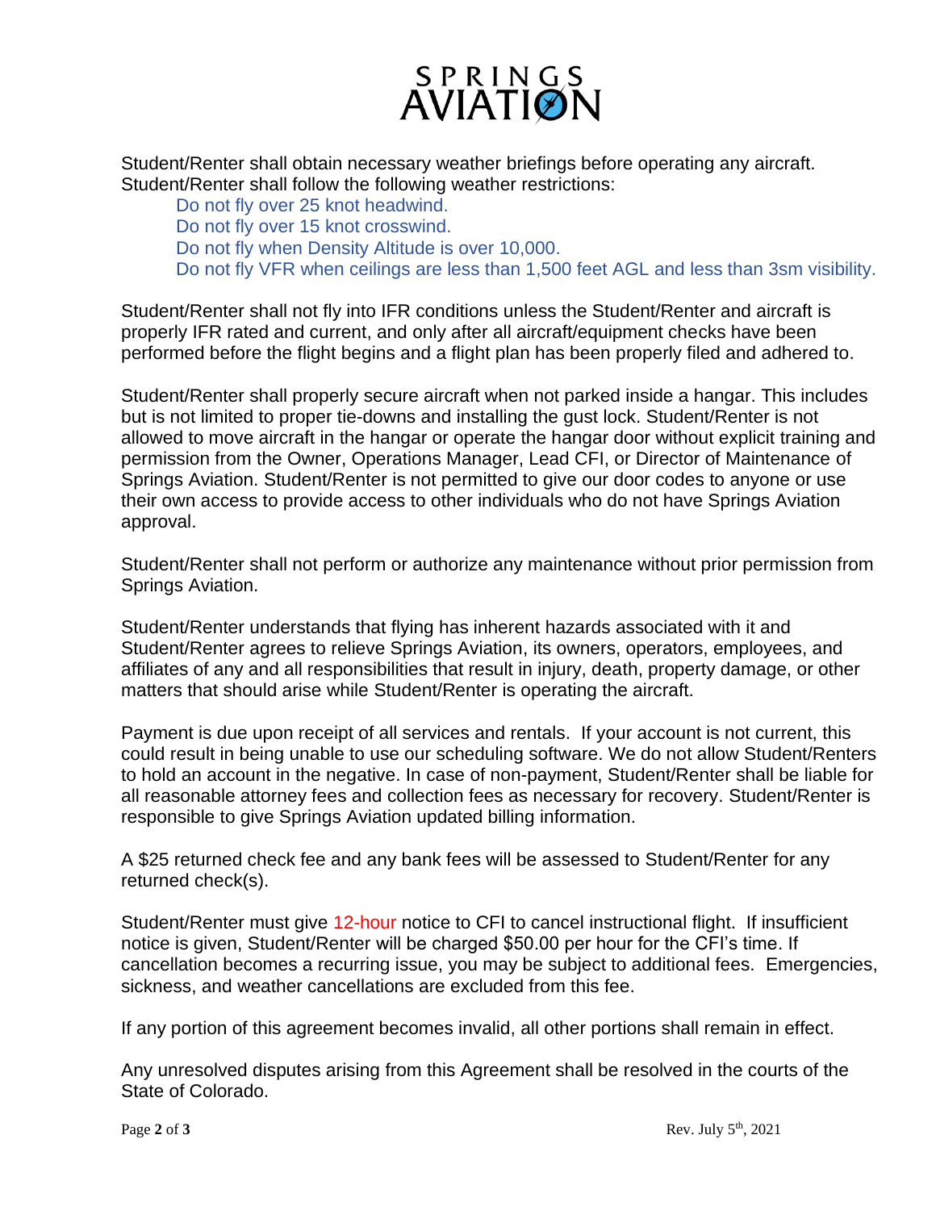Student/Renter shall obtain necessary weather briefings before operating any aircraft. Student/Renter shall follow the following weather restrictions:

- Do not fly over 25 knot headwind.
- Do not fly over 15 knot crosswind.
- Do not fly when Density Altitude is over 10,000.
- Do not fly VFR when ceilings are less than 1,500 feet AGL and less than 3sm visibility.

Student/Renter shall not fly into IFR conditions unless the Student/Renter and aircraft is properly IFR rated and current, and only after all aircraft/equipment checks have been performed before the flight begins and a flight plan has been properly filed and adhered to.

Student/Renter shall properly secure aircraft when not parked inside a hangar. This includes but is not limited to proper tie-downs and installing the gust lock. Student/Renter is not allowed to move aircraft in the hangar or operate the hangar door without explicit training and permission from the Owner, Operations Manager, Lead CFI, or Director of Maintenance of Springs Aviation. Student/Renter is not permitted to give our door codes to anyone or use their own access to provide access to other individuals who do not have Springs Aviation approval.

Student/Renter shall not perform or authorize any maintenance without prior permission from Springs Aviation.

Student/Renter understands that flying has inherent hazards associated with it and Student/Renter agrees to relieve Springs Aviation, its owners, operators, employees, and affiliates of any and all responsibilities that result in injury, death, property damage, or other matters that should arise while Student/Renter is operating the aircraft.

Payment is due upon receipt of all services and rentals. If your account is not current, this could result in being unable to use our scheduling software. We do not allow Student/Renters to hold an account in the negative. In case of non-payment, Student/Renter shall be liable for all reasonable attorney fees and collection fees as necessary for recovery. Student/Renter is responsible to give Springs Aviation updated billing information.

A $25 returned check fee and any bank fees will be assessed to Student/Renter for any returned check(s).

Student/Renter must give 12-hour notice to CFI to cancel instructional flight. If insufficient notice is given, Student/Renter will be charged $50.00 per hour for the CFI's time. If cancellation becomes a recurring issue, you may be subject to additional fees. Emergencies, sickness, and weather cancellations are excluded from this fee.

If any portion of this agreement becomes invalid, all other portions shall remain in effect.

Any unresolved disputes arising from this Agreement shall be resolved in the courts of the State of Colorado.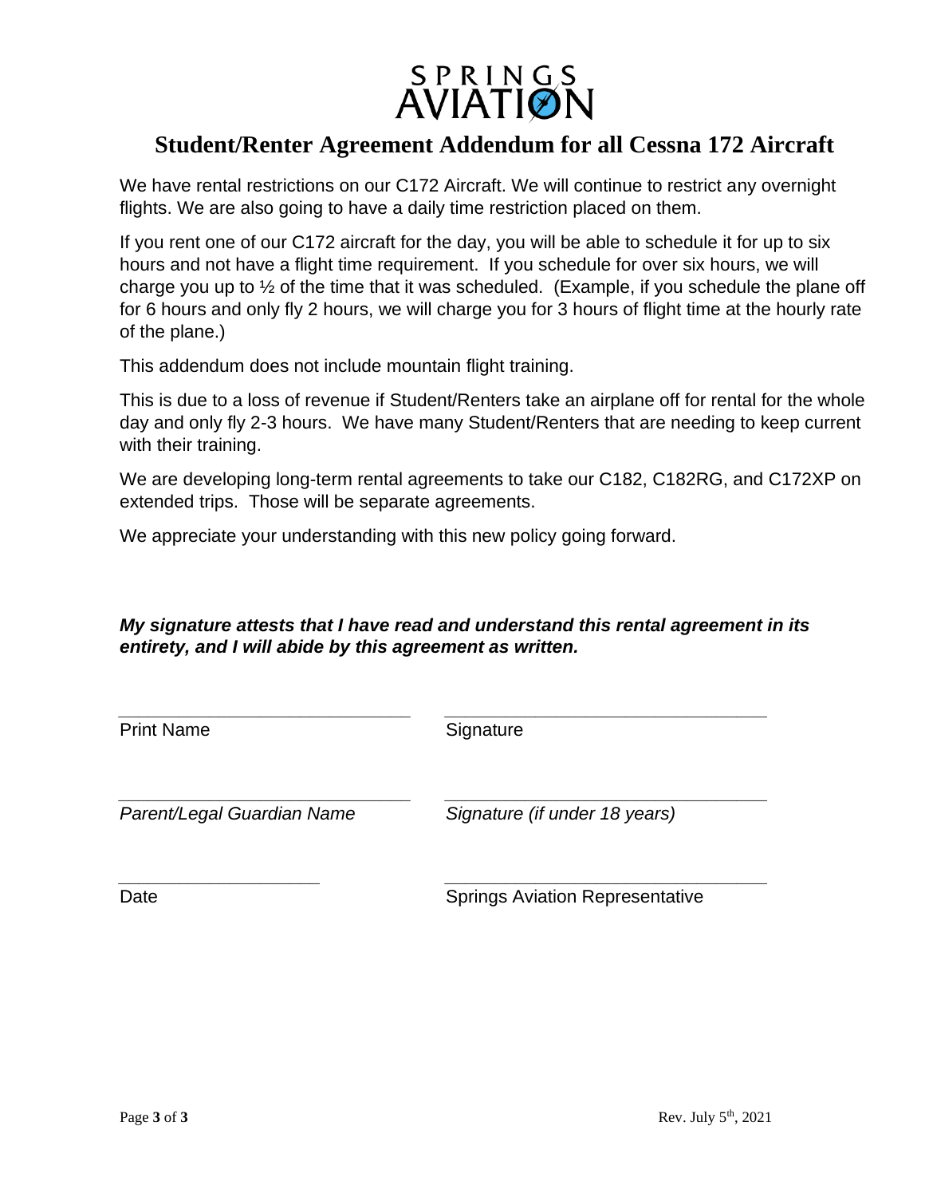SPRINGS AVIATION

# Student/Renter Agreement Addendum for all Cessna 172 Aircraft

We have rental restrictions on our C172 Aircraft. We will continue to restrict any overnight flights. We are also going to have a daily time restriction placed on them.

If you rent one of our C172 aircraft for the day, you will be able to schedule it for up to six hours and not have a flight time requirement. If you schedule for over six hours, we will charge you up to ½ of the time that it was scheduled. (Example, if you schedule the plane off for 6 hours and only fly 2 hours, we will charge you for 3 hours of flight time at the hourly rate of the plane.)

This addendum does not include mountain flight training.

This is due to a loss of revenue if Student/Renters take an airplane off for rental for the whole day and only fly 2-3 hours. We have many Student/Renters that are needing to keep current with their training.

We are developing long-term rental agreements to take our C182, C182RG, and C172XP on extended trips. Those will be separate agreements.

We appreciate your understanding with this new policy going forward.

***My signature attests that I have read and understand this rental agreement in its entirety, and I will abide by this agreement as written.***

______________________________ ______________________________

Print Name Signature

______________________________ ______________________________

*Parent/Legal Guardian Name* *Signature (if under 18 years)*

______________________ ______________________________

Date Springs Aviation Representative

Rev. July 5th, 2021